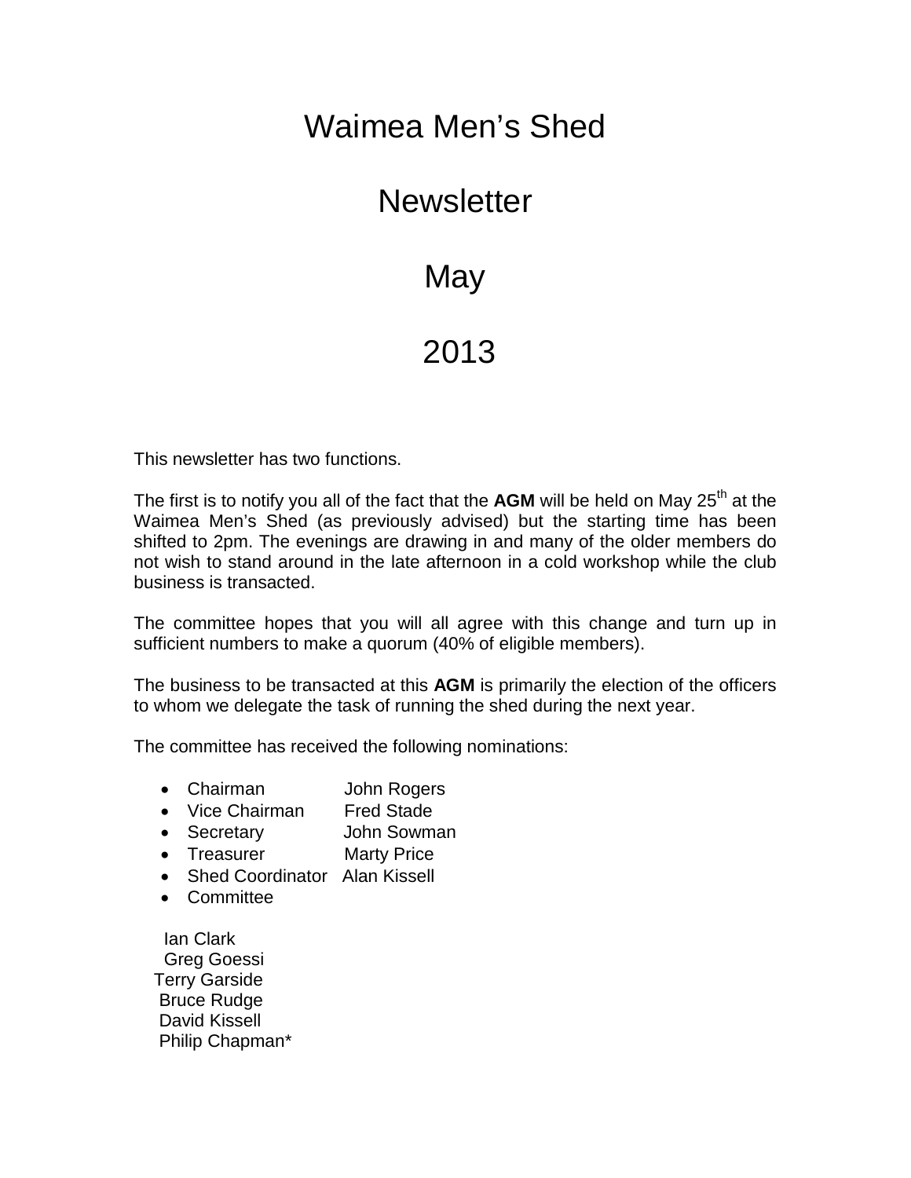# Waimea Men's Shed

# Newsletter

# May

# 2013

This newsletter has two functions.

The first is to notify you all of the fact that the **AGM** will be held on May 25th at the Waimea Men's Shed (as previously advised) but the starting time has been shifted to 2pm. The evenings are drawing in and many of the older members do not wish to stand around in the late afternoon in a cold workshop while the club business is transacted.

The committee hopes that you will all agree with this change and turn up in sufficient numbers to make a quorum (40% of eligible members).

The business to be transacted at this **AGM** is primarily the election of the officers to whom we delegate the task of running the shed during the next year.

The committee has received the following nominations:

- Chairman John Rogers
- Vice Chairman Fred Stade
- Secretary John Sowman
- Treasurer Marty Price
- Shed Coordinator Alan Kissell
- Committee

Ian Clark
Greg Goessi
Terry Garside
Bruce Rudge
David Kissell
Philip Chapman*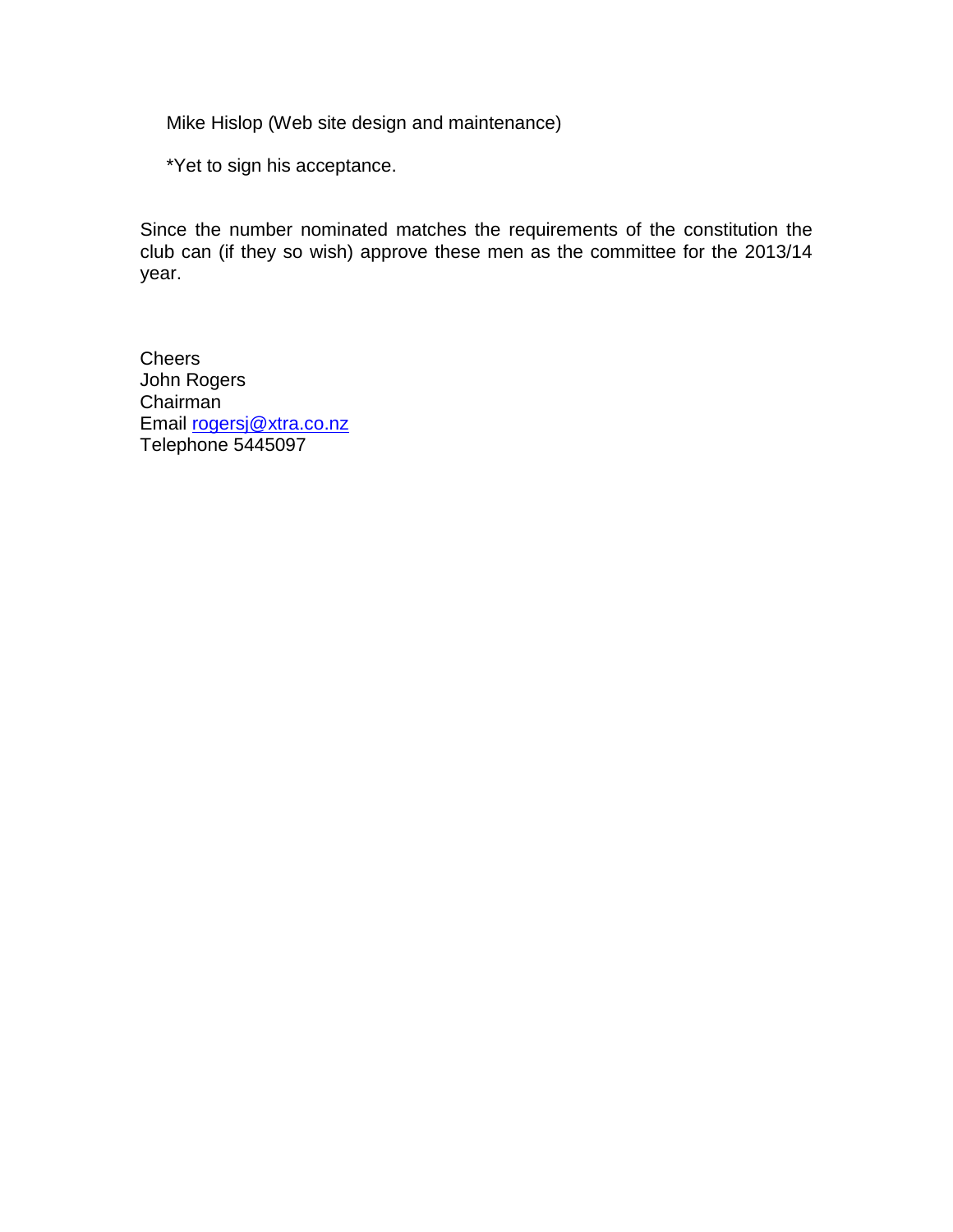Mike Hislop (Web site design and maintenance)

*Yet to sign his acceptance.

Since the number nominated matches the requirements of the constitution the club can (if they so wish) approve these men as the committee for the 2013/14 year.

Cheers  
John Rogers  
Chairman  
Email rogersj@xtra.co.nz  
Telephone 5445097